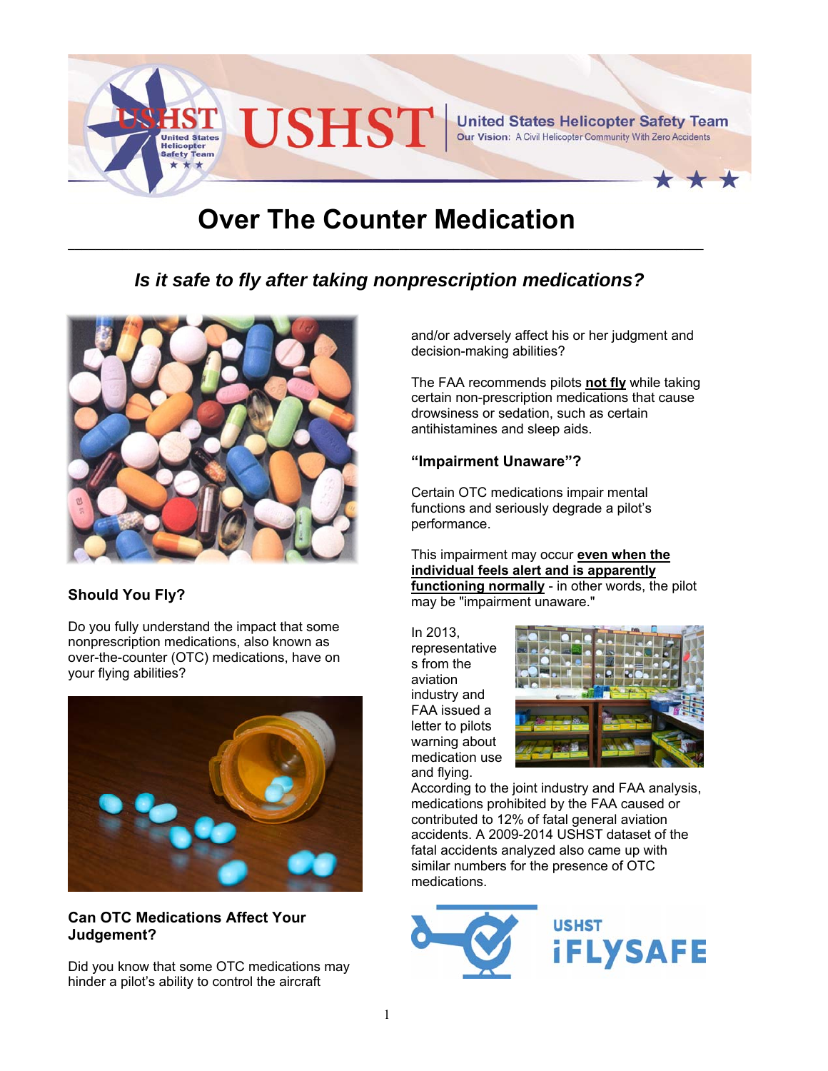# Over The Counter Medication

## *Is it safe to fly after taking nonprescription medications?*

### Should You Fly?

Do you fully understand the impact that some nonprescription medications, also known as over-the-counter (OTC) medications, have on your flying abilities?

### Can OTC Medications Affect Your Judgement?

Did you know that some OTC medications may hinder a pilot's ability to control the aircraft and/or adversely affect his or her judgment and decision-making abilities?

The FAA recommends pilots **not fly** while taking certain non-prescription medications that cause drowsiness or sedation, such as certain antihistamines and sleep aids.

### "Impairment Unaware"?

Certain OTC medications impair mental functions and seriously degrade a pilot's performance.

This impairment may occur **even when the individual feels alert and is apparently functioning normally** - in other words, the pilot may be "impairment unaware."

In 2013, representatives from the aviation industry and FAA issued a letter to pilots warning about medication use and flying. According to the joint industry and FAA analysis, medications prohibited by the FAA caused or contributed to 12% of fatal general aviation accidents. A 2009-2014 USHST dataset of the fatal accidents analyzed also came up with similar numbers for the presence of OTC medications.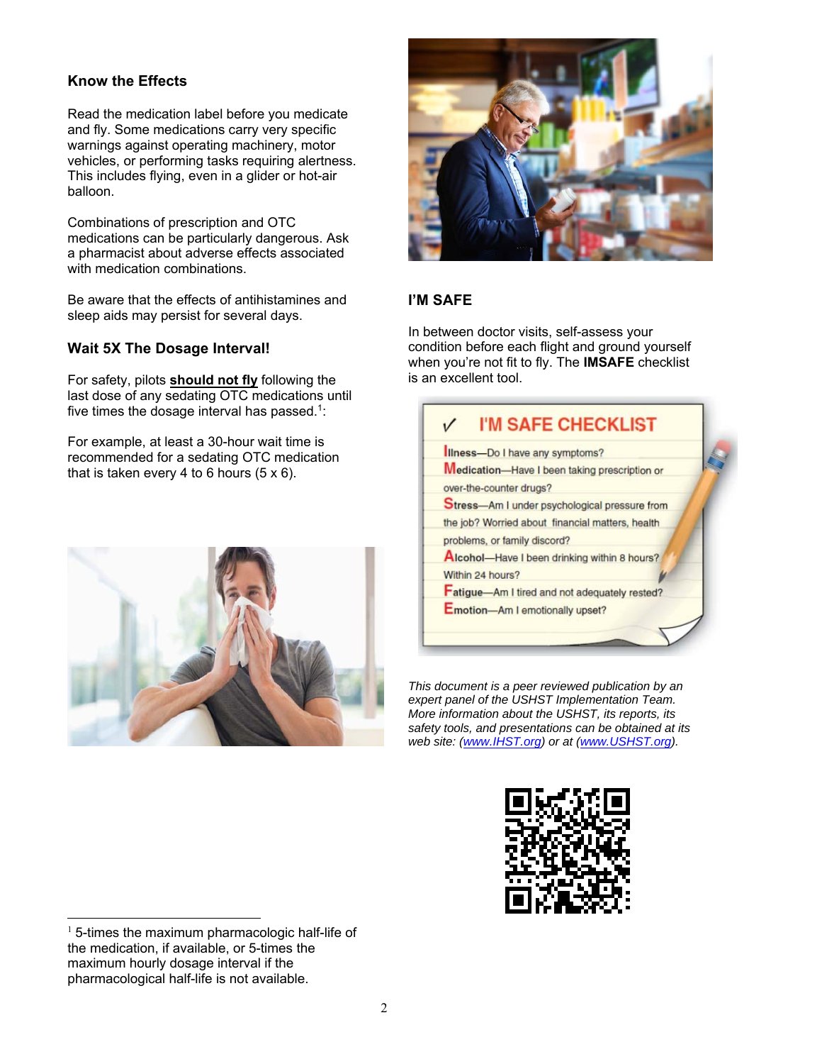### Know the Effects

Read the medication label before you medicate and fly. Some medications carry very specific warnings against operating machinery, motor vehicles, or performing tasks requiring alertness. This includes flying, even in a glider or hot-air balloon.

Combinations of prescription and OTC medications can be particularly dangerous. Ask a pharmacist about adverse effects associated with medication combinations.

Be aware that the effects of antihistamines and sleep aids may persist for several days.

### Wait 5X The Dosage Interval!

For safety, pilots **should not fly** following the last dose of any sedating OTC medications until five times the dosage interval has passed.[1]:

For example, at least a 30-hour wait time is recommended for a sedating OTC medication that is taken every 4 to 6 hours (5 x 6).

### I'M SAFE

In between doctor visits, self-assess your condition before each flight and ground yourself when you're not fit to fly. The **IMSAFE** checklist is an excellent tool.

✓ **I'M SAFE CHECKLIST**

- **Illness**—Do I have any symptoms?
- **Medication**—Have I been taking prescription or over-the-counter drugs?
- **Stress**—Am I under psychological pressure from the job? Worried about financial matters, health problems, or family discord?
- **Alcohol**—Have I been drinking within 8 hours? Within 24 hours?
- **Fatigue**—Am I tired and not adequately rested?
- **Emotion**—Am I emotionally upset?

*This document is a peer reviewed publication by an expert panel of the USHST Implementation Team. More information about the USHST, its reports, its safety tools, and presentations can be obtained at its web site: (www.IHST.org) or at (www.USHST.org).*

---

[1] 5-times the maximum pharmacologic half-life of the medication, if available, or 5-times the maximum hourly dosage interval if the pharmacological half-life is not available.